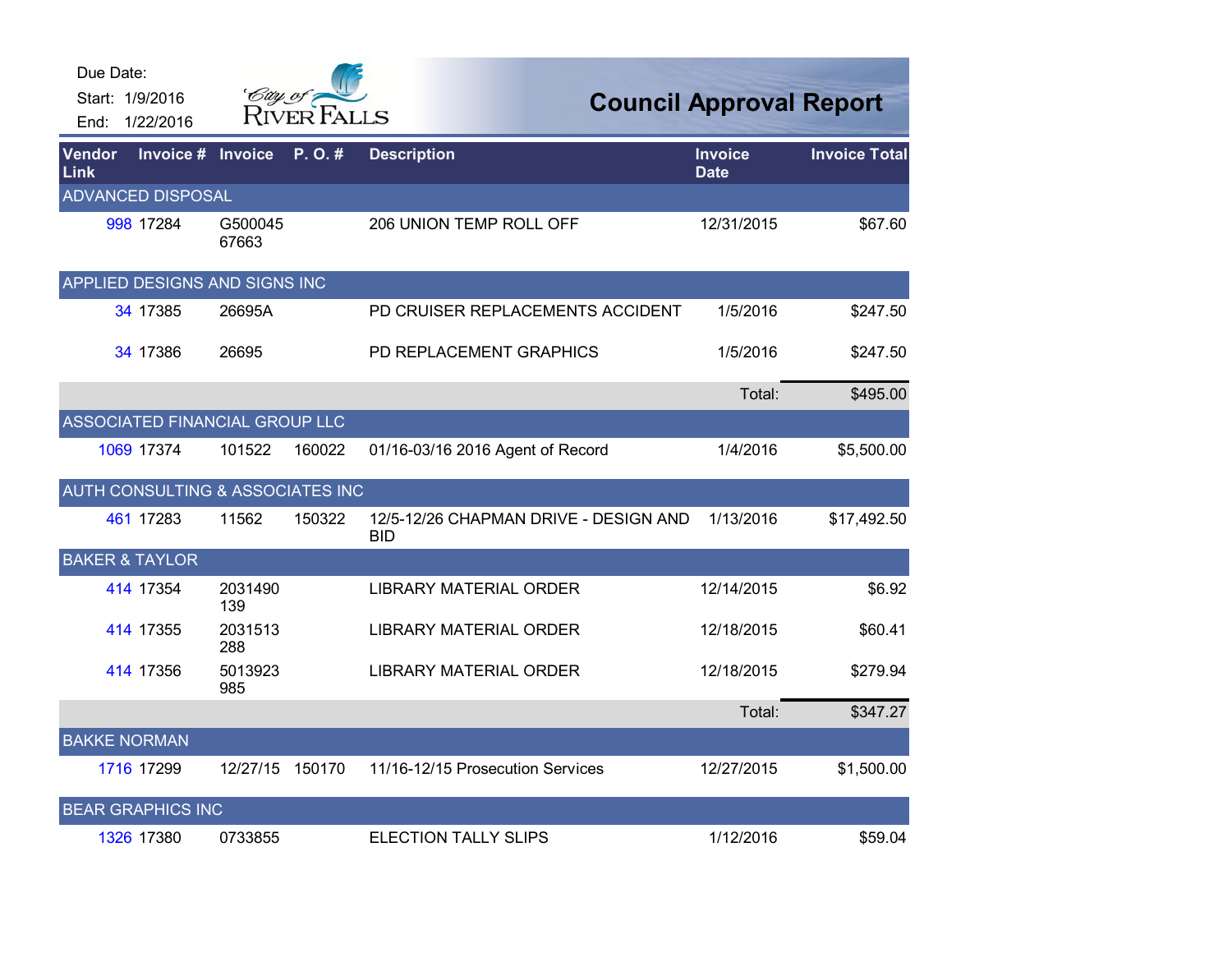Due Date:
Start: 1/9/2016
End: 1/22/2016

City of RIVER FALLS

# Council Approval Report

| Vendor Link | Invoice # | Invoice | P. O. # | Description | Invoice Date | Invoice Total |
|---|---|---|---|---|---|---|
| ADVANCED DISPOSAL | | | | | | |
| 998 | 17284 | G500045 67663 | | 206 UNION TEMP ROLL OFF | 12/31/2015 | $67.60 |
| APPLIED DESIGNS AND SIGNS INC | | | | | | |
| 34 | 17385 | 26695A | | PD CRUISER REPLACEMENTS ACCIDENT | 1/5/2016 | $247.50 |
| 34 | 17386 | 26695 | | PD REPLACEMENT GRAPHICS | 1/5/2016 | $247.50 |
| | | | | | Total: | $495.00 |
| ASSOCIATED FINANCIAL GROUP LLC | | | | | | |
| 1069 | 17374 | 101522 | 160022 | 01/16-03/16 2016 Agent of Record | 1/4/2016 | $5,500.00 |
| AUTH CONSULTING & ASSOCIATES INC | | | | | | |
| 461 | 17283 | 11562 | 150322 | 12/5-12/26 CHAPMAN DRIVE - DESIGN AND BID | 1/13/2016 | $17,492.50 |
| BAKER & TAYLOR | | | | | | |
| 414 | 17354 | 2031490 139 | | LIBRARY MATERIAL ORDER | 12/14/2015 | $6.92 |
| 414 | 17355 | 2031513 288 | | LIBRARY MATERIAL ORDER | 12/18/2015 | $60.41 |
| 414 | 17356 | 5013923 985 | | LIBRARY MATERIAL ORDER | 12/18/2015 | $279.94 |
| | | | | | Total: | $347.27 |
| BAKKE NORMAN | | | | | | |
| 1716 | 17299 | 12/27/15 | 150170 | 11/16-12/15 Prosecution Services | 12/27/2015 | $1,500.00 |
| BEAR GRAPHICS INC | | | | | | |
| 1326 | 17380 | 0733855 | | ELECTION TALLY SLIPS | 1/12/2016 | $59.04 |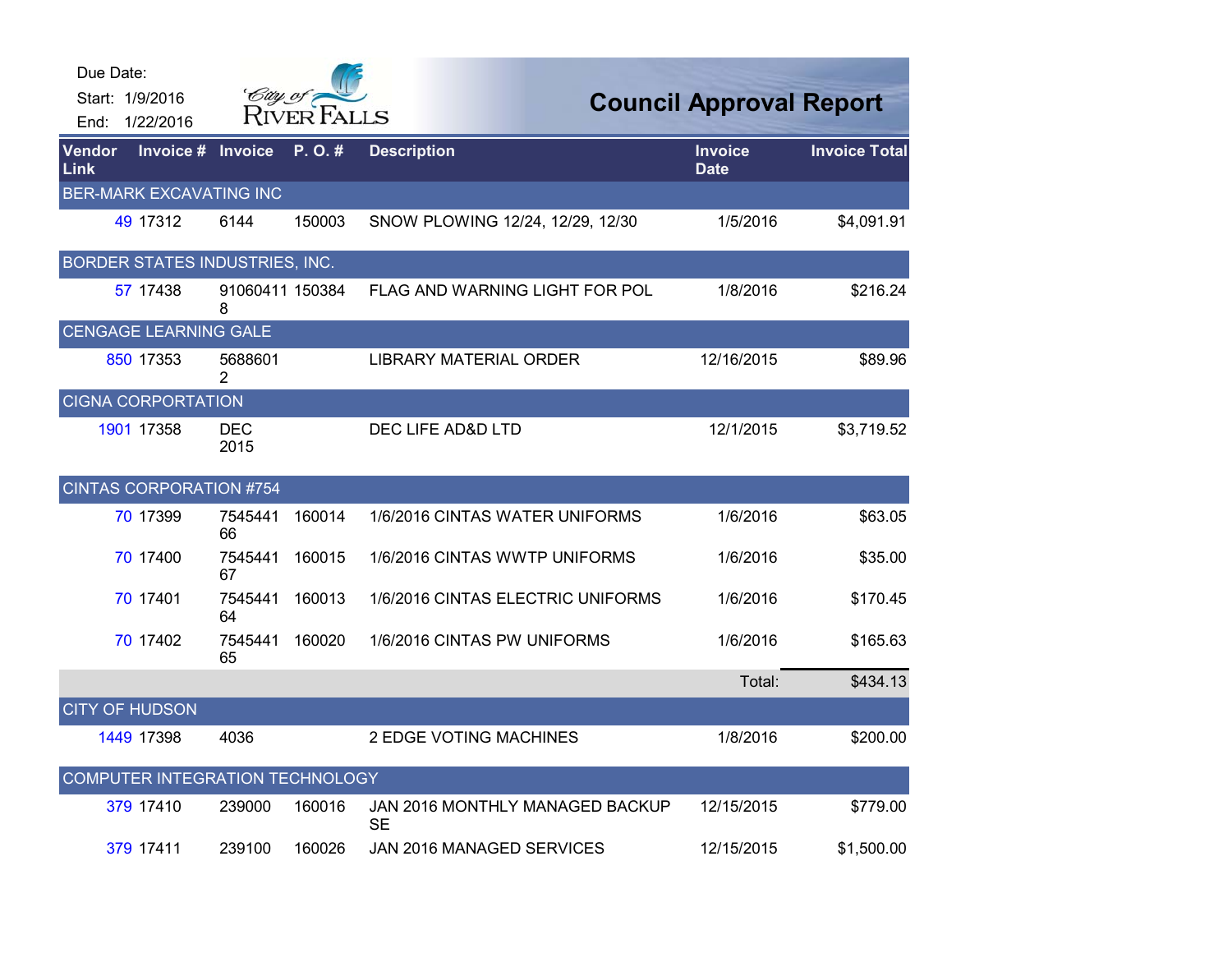Due Date:
Start: 1/9/2016
End: 1/22/2016

# Council Approval Report

| Vendor Link | Invoice # | Invoice | P. O. # | Description | Invoice Date | Invoice Total |
|---|---|---|---|---|---|---|
| **BER-MARK EXCAVATING INC** | | | | | | |
| 49 | 17312 | 6144 | 150003 | SNOW PLOWING 12/24, 12/29, 12/30 | 1/5/2016 | $4,091.91 |
| **BORDER STATES INDUSTRIES, INC.** | | | | | | |
| 57 | 17438 | 910604118 | 150384 | FLAG AND WARNING LIGHT FOR POL | 1/8/2016 | $216.24 |
| **CENGAGE LEARNING GALE** | | | | | | |
| 850 | 17353 | 56886012 | | LIBRARY MATERIAL ORDER | 12/16/2015 | $89.96 |
| **CIGNA CORPORATION** | | | | | | |
| 1901 | 17358 | DEC 2015 | | DEC LIFE AD&D LTD | 12/1/2015 | $3,719.52 |
| **CINTAS CORPORATION #754** | | | | | | |
| 70 | 17399 | 754544166 | 160014 | 1/6/2016 CINTAS WATER UNIFORMS | 1/6/2016 | $63.05 |
| 70 | 17400 | 754544167 | 160015 | 1/6/2016 CINTAS WWTP UNIFORMS | 1/6/2016 | $35.00 |
| 70 | 17401 | 754544164 | 160013 | 1/6/2016 CINTAS ELECTRIC UNIFORMS | 1/6/2016 | $170.45 |
| 70 | 17402 | 754544165 | 160020 | 1/6/2016 CINTAS PW UNIFORMS | 1/6/2016 | $165.63 |
| | | | | | Total: | $434.13 |
| **CITY OF HUDSON** | | | | | | |
| 1449 | 17398 | 4036 | | 2 EDGE VOTING MACHINES | 1/8/2016 | $200.00 |
| **COMPUTER INTEGRATION TECHNOLOGY** | | | | | | |
| 379 | 17410 | 239000 | 160016 | JAN 2016 MONTHLY MANAGED BACKUP SE | 12/15/2015 | $779.00 |
| 379 | 17411 | 239100 | 160026 | JAN 2016 MANAGED SERVICES | 12/15/2015 | $1,500.00 |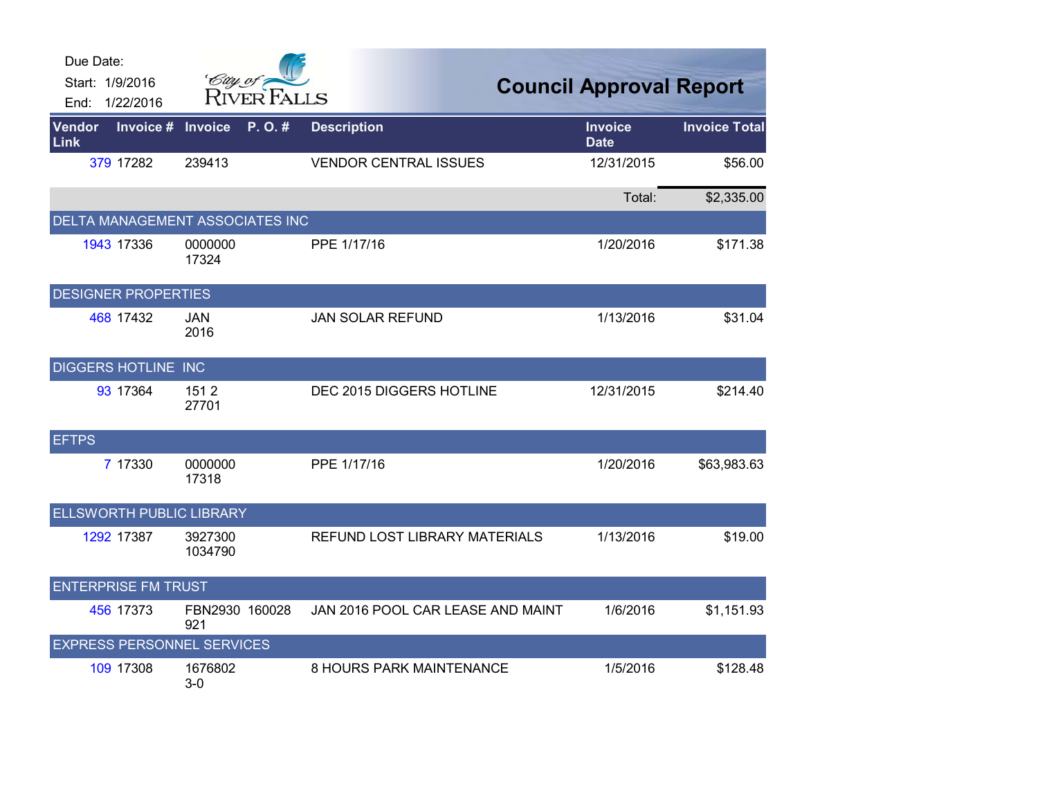Due Date:
Start: 1/9/2016
End: 1/22/2016

City of River Falls

# Council Approval Report

| Vendor Link | Invoice # | Invoice | P. O. # | Description | Invoice Date | Invoice Total |
|---|---|---|---|---|---|---|
| 379 | 17282 | 239413 | | VENDOR CENTRAL ISSUES | 12/31/2015 | $56.00 |
| | | | | | Total: | $2,335.00 |
| **DELTA MANAGEMENT ASSOCIATES INC** | | | | | | |
| 1943 | 17336 | 0000000 17324 | | PPE 1/17/16 | 1/20/2016 | $171.38 |
| **DESIGNER PROPERTIES** | | | | | | |
| 468 | 17432 | JAN 2016 | | JAN SOLAR REFUND | 1/13/2016 | $31.04 |
| **DIGGERS HOTLINE INC** | | | | | | |
| 93 | 17364 | 151 2 27701 | | DEC 2015 DIGGERS HOTLINE | 12/31/2015 | $214.40 |
| **EFTPS** | | | | | | |
| 7 | 17330 | 0000000 17318 | | PPE 1/17/16 | 1/20/2016 | $63,983.63 |
| **ELLSWORTH PUBLIC LIBRARY** | | | | | | |
| 1292 | 17387 | 3927300 1034790 | | REFUND LOST LIBRARY MATERIALS | 1/13/2016 | $19.00 |
| **ENTERPRISE FM TRUST** | | | | | | |
| 456 | 17373 | FBN2930 921 | 160028 | JAN 2016 POOL CAR LEASE AND MAINT | 1/6/2016 | $1,151.93 |
| **EXPRESS PERSONNEL SERVICES** | | | | | | |
| 109 | 17308 | 1676802 3-0 | | 8 HOURS PARK MAINTENANCE | 1/5/2016 | $128.48 |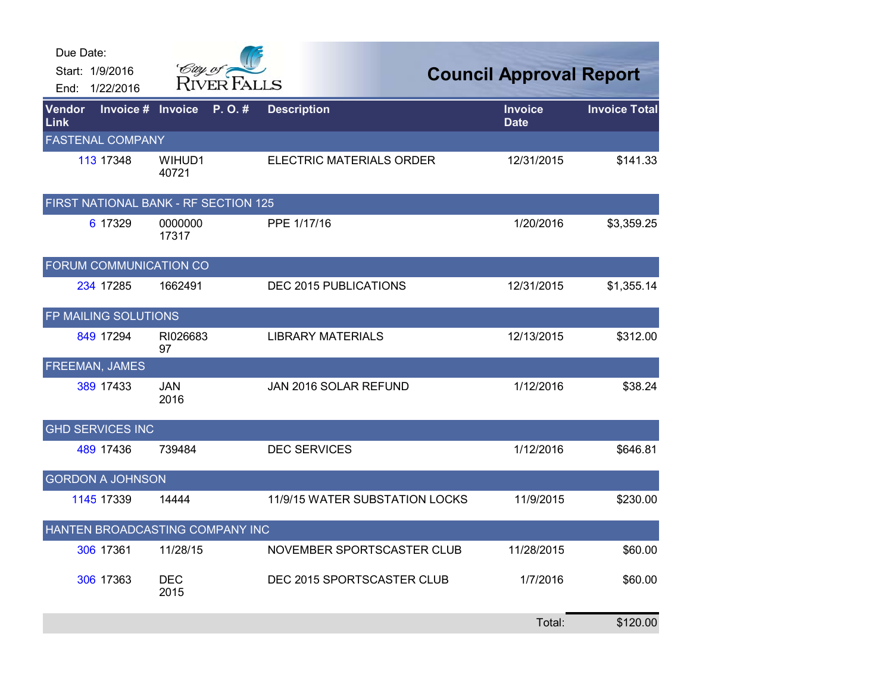Due Date:
Start: 1/9/2016
End: 1/22/2016

# Council Approval Report

| Vendor Link | Invoice # | Invoice | P. O. # | Description | Invoice Date | Invoice Total |
|---|---|---|---|---|---|---|
| **FASTENAL COMPANY** | | | | | | |
| 113 | 17348 | WIHUD1 40721 | | ELECTRIC MATERIALS ORDER | 12/31/2015 | $141.33 |
| **FIRST NATIONAL BANK - RF SECTION 125** | | | | | | |
| 6 | 17329 | 0000000 17317 | | PPE 1/17/16 | 1/20/2016 | $3,359.25 |
| **FORUM COMMUNICATION CO** | | | | | | |
| 234 | 17285 | 1662491 | | DEC 2015 PUBLICATIONS | 12/31/2015 | $1,355.14 |
| **FP MAILING SOLUTIONS** | | | | | | |
| 849 | 17294 | RI026683 97 | | LIBRARY MATERIALS | 12/13/2015 | $312.00 |
| **FREEMAN, JAMES** | | | | | | |
| 389 | 17433 | JAN 2016 | | JAN 2016 SOLAR REFUND | 1/12/2016 | $38.24 |
| **GHD SERVICES INC** | | | | | | |
| 489 | 17436 | 739484 | | DEC SERVICES | 1/12/2016 | $646.81 |
| **GORDON A JOHNSON** | | | | | | |
| 1145 | 17339 | 14444 | | 11/9/15 WATER SUBSTATION LOCKS | 11/9/2015 | $230.00 |
| **HANTEN BROADCASTING COMPANY INC** | | | | | | |
| 306 | 17361 | 11/28/15 | | NOVEMBER SPORTSCASTER CLUB | 11/28/2015 | $60.00 |
| 306 | 17363 | DEC 2015 | | DEC 2015 SPORTSCASTER CLUB | 1/7/2016 | $60.00 |
| | | | | | Total: | $120.00 |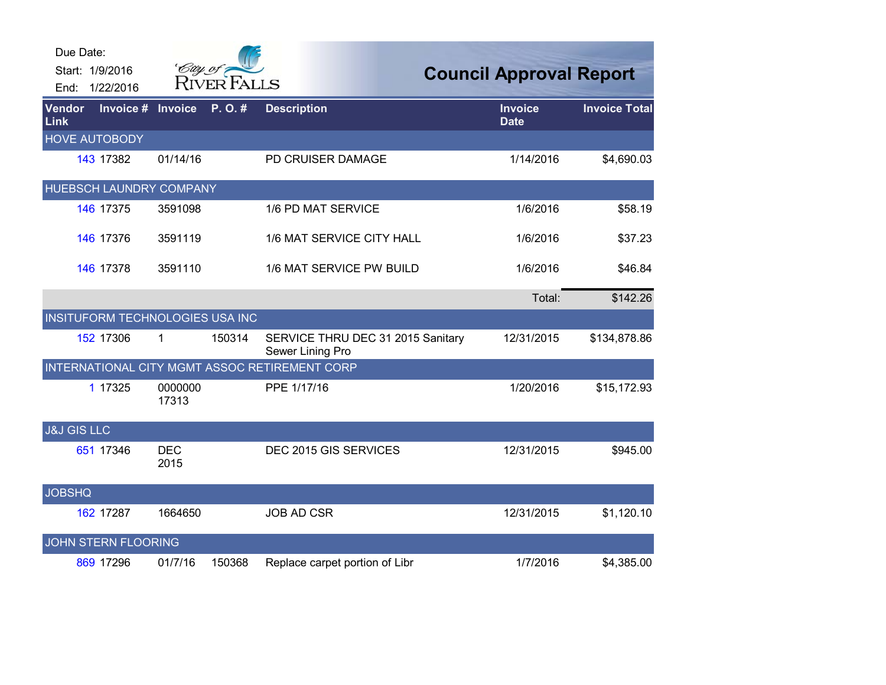Due Date:
Start: 1/9/2016
End: 1/22/2016

City of River Falls

# Council Approval Report

| Vendor Link | Invoice # | Invoice | P. O. # | Description | Invoice Date | Invoice Total |
|---|---|---|---|---|---|---|
| **HOVE AUTOBODY** | | | | | | |
| 143 | 17382 | 01/14/16 | | PD CRUISER DAMAGE | 1/14/2016 | $4,690.03 |
| **HUEBSCH LAUNDRY COMPANY** | | | | | | |
| 146 | 17375 | 3591098 | | 1/6 PD MAT SERVICE | 1/6/2016 | $58.19 |
| 146 | 17376 | 3591119 | | 1/6 MAT SERVICE CITY HALL | 1/6/2016 | $37.23 |
| 146 | 17378 | 3591110 | | 1/6 MAT SERVICE PW BUILD | 1/6/2016 | $46.84 |
| | | | | | Total: | $142.26 |
| **INSITUFORM TECHNOLOGIES USA INC** | | | | | | |
| 152 | 17306 | 1 | 150314 | SERVICE THRU DEC 31 2015 Sanitary Sewer Lining Pro | 12/31/2015 | $134,878.86 |
| **INTERNATIONAL CITY MGMT ASSOC RETIREMENT CORP** | | | | | | |
| 1 | 17325 | 0000000 17313 | | PPE 1/17/16 | 1/20/2016 | $15,172.93 |
| **J&J GIS LLC** | | | | | | |
| 651 | 17346 | DEC 2015 | | DEC 2015 GIS SERVICES | 12/31/2015 | $945.00 |
| **JOBSHQ** | | | | | | |
| 162 | 17287 | 1664650 | | JOB AD CSR | 12/31/2015 | $1,120.10 |
| **JOHN STERN FLOORING** | | | | | | |
| 869 | 17296 | 01/7/16 | 150368 | Replace carpet portion of Libr | 1/7/2016 | $4,385.00 |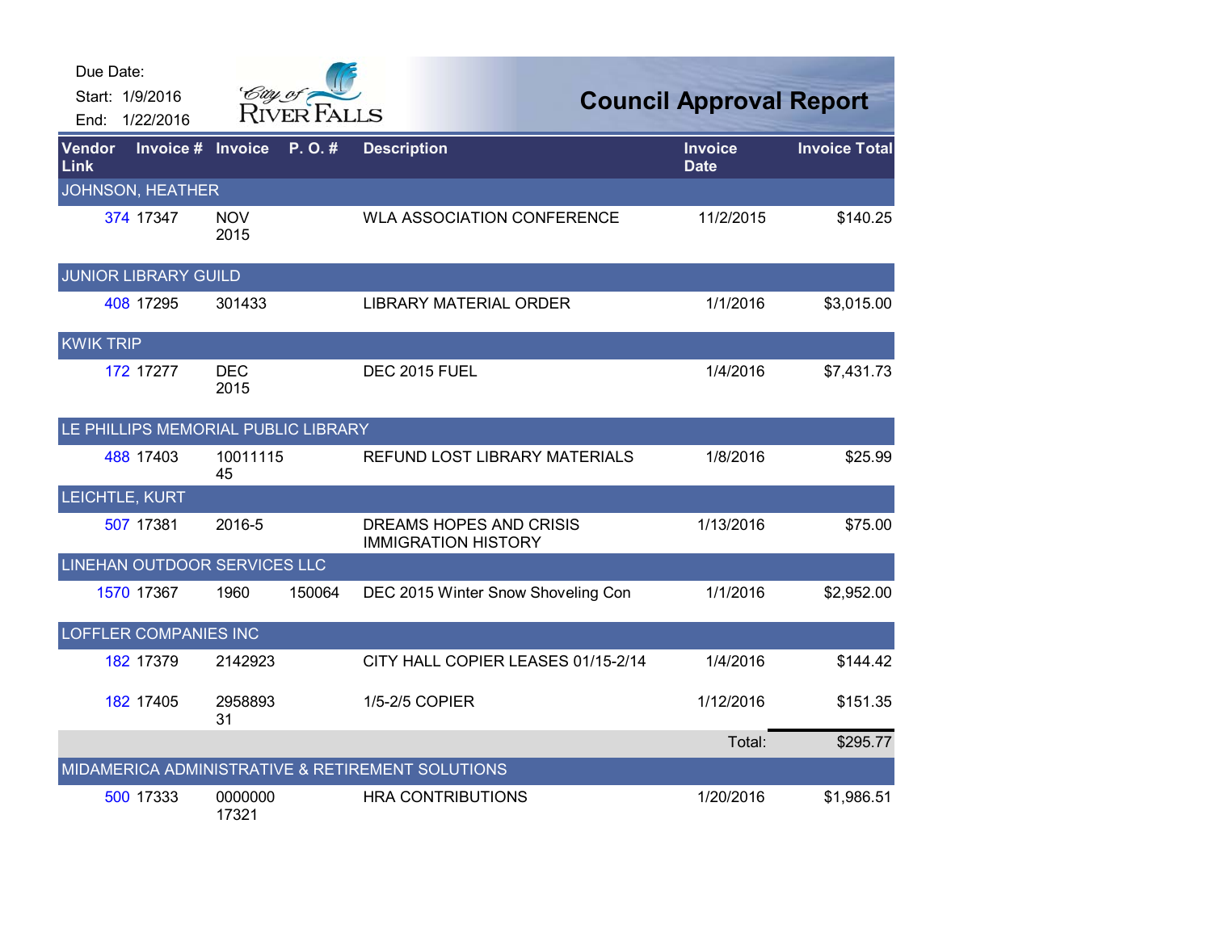Due Date:
Start: 1/9/2016
End: 1/22/2016

# Council Approval Report

| Vendor Link | Invoice # | Invoice | P. O. # | Description | Invoice Date | Invoice Total |
|---|---|---|---|---|---|---|
| JOHNSON, HEATHER | | | | | | |
| 374 | 17347 | NOV 2015 | | WLA ASSOCIATION CONFERENCE | 11/2/2015 | $140.25 |
| JUNIOR LIBRARY GUILD | | | | | | |
| 408 | 17295 | 301433 | | LIBRARY MATERIAL ORDER | 1/1/2016 | $3,015.00 |
| KWIK TRIP | | | | | | |
| 172 | 17277 | DEC 2015 | | DEC 2015 FUEL | 1/4/2016 | $7,431.73 |
| LE PHILLIPS MEMORIAL PUBLIC LIBRARY | | | | | | |
| 488 | 17403 | 1001111545 | | REFUND LOST LIBRARY MATERIALS | 1/8/2016 | $25.99 |
| LEICHTLE, KURT | | | | | | |
| 507 | 17381 | 2016-5 | | DREAMS HOPES AND CRISIS IMMIGRATION HISTORY | 1/13/2016 | $75.00 |
| LINEHAN OUTDOOR SERVICES LLC | | | | | | |
| 1570 | 17367 | 1960 | 150064 | DEC 2015 Winter Snow Shoveling Con | 1/1/2016 | $2,952.00 |
| LOFFLER COMPANIES INC | | | | | | |
| 182 | 17379 | 2142923 | | CITY HALL COPIER LEASES 01/15-2/14 | 1/4/2016 | $144.42 |
| 182 | 17405 | 295889331 | | 1/5-2/5 COPIER | 1/12/2016 | $151.35 |
| | | | | | Total: | $295.77 |
| MIDAMERICA ADMINISTRATIVE & RETIREMENT SOLUTIONS | | | | | | |
| 500 | 17333 | 000000017321 | | HRA CONTRIBUTIONS | 1/20/2016 | $1,986.51 |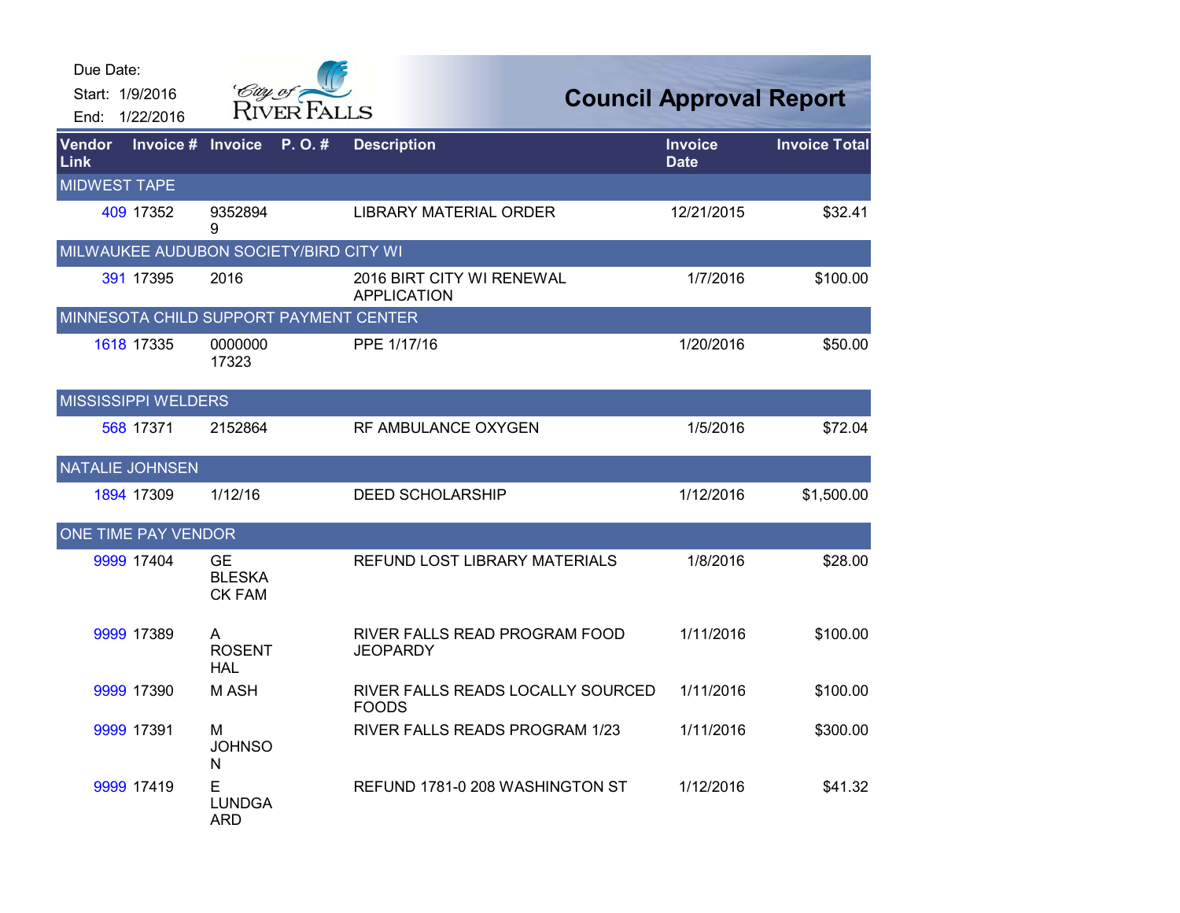Due Date:
Start: 1/9/2016
End: 1/22/2016

City of River Falls

# Council Approval Report

| Vendor Link | Invoice # | Invoice | P. O. # | Description | Invoice Date | Invoice Total |
|---|---|---|---|---|---|---|
| MIDWEST TAPE | | | | | | |
| 409 | 17352 | 93528949 | | LIBRARY MATERIAL ORDER | 12/21/2015 | $32.41 |
| MILWAUKEE AUDUBON SOCIETY/BIRD CITY WI | | | | | | |
| 391 | 17395 | 2016 | | 2016 BIRT CITY WI RENEWAL APPLICATION | 1/7/2016 | $100.00 |
| MINNESOTA CHILD SUPPORT PAYMENT CENTER | | | | | | |
| 1618 | 17335 | 0000000 17323 | | PPE 1/17/16 | 1/20/2016 | $50.00 |
| MISSISSIPPI WELDERS | | | | | | |
| 568 | 17371 | 2152864 | | RF AMBULANCE OXYGEN | 1/5/2016 | $72.04 |
| NATALIE JOHNSEN | | | | | | |
| 1894 | 17309 | 1/12/16 | | DEED SCHOLARSHIP | 1/12/2016 | $1,500.00 |
| ONE TIME PAY VENDOR | | | | | | |
| 9999 | 17404 | GE BLESKA CK FAM | | REFUND LOST LIBRARY MATERIALS | 1/8/2016 | $28.00 |
| 9999 | 17389 | A ROSENT HAL | | RIVER FALLS READ PROGRAM FOOD JEOPARDY | 1/11/2016 | $100.00 |
| 9999 | 17390 | M ASH | | RIVER FALLS READS LOCALLY SOURCED FOODS | 1/11/2016 | $100.00 |
| 9999 | 17391 | M JOHNSON | | RIVER FALLS READS PROGRAM 1/23 | 1/11/2016 | $300.00 |
| 9999 | 17419 | E LUNDGAARD | | REFUND 1781-0 208 WASHINGTON ST | 1/12/2016 | $41.32 |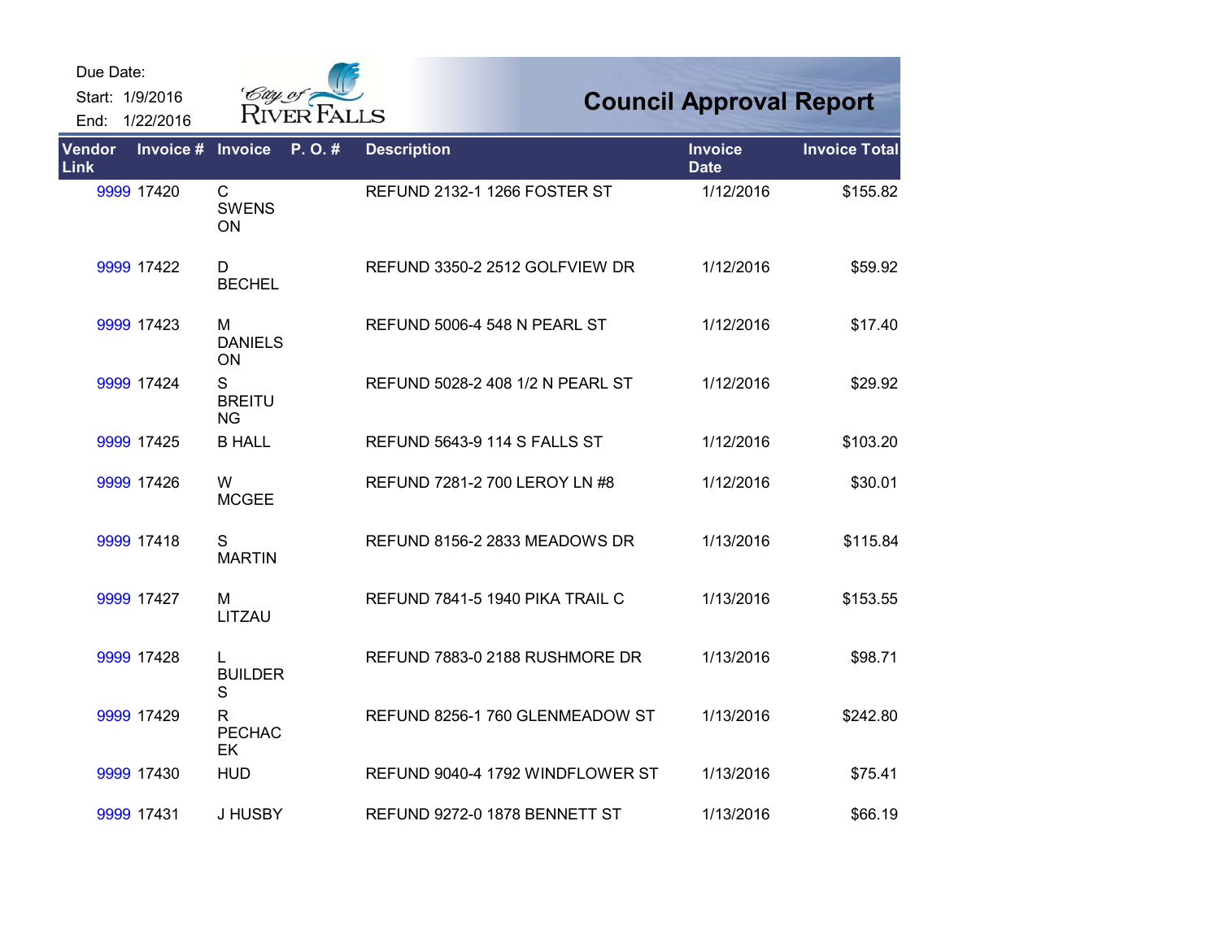Due Date:
Start: 1/9/2016
End: 1/22/2016

City of River Falls

# Council Approval Report

| Vendor Link | Invoice # | Invoice | P. O. # | Description | Invoice Date | Invoice Total |
|---|---|---|---|---|---|---|
| 9999 | 17420 | C SWENSON | | REFUND 2132-1 1266 FOSTER ST | 1/12/2016 | $155.82 |
| 9999 | 17422 | D BECHEL | | REFUND 3350-2 2512 GOLFVIEW DR | 1/12/2016 | $59.92 |
| 9999 | 17423 | M DANIELSON | | REFUND 5006-4 548 N PEARL ST | 1/12/2016 | $17.40 |
| 9999 | 17424 | S BREITUNG | | REFUND 5028-2 408 1/2 N PEARL ST | 1/12/2016 | $29.92 |
| 9999 | 17425 | B HALL | | REFUND 5643-9 114 S FALLS ST | 1/12/2016 | $103.20 |
| 9999 | 17426 | W MCGEE | | REFUND 7281-2 700 LEROY LN #8 | 1/12/2016 | $30.01 |
| 9999 | 17418 | S MARTIN | | REFUND 8156-2 2833 MEADOWS DR | 1/13/2016 | $115.84 |
| 9999 | 17427 | M LITZAU | | REFUND 7841-5 1940 PIKA TRAIL C | 1/13/2016 | $153.55 |
| 9999 | 17428 | L BUILDERS | | REFUND 7883-0 2188 RUSHMORE DR | 1/13/2016 | $98.71 |
| 9999 | 17429 | R PECHACEK | | REFUND 8256-1 760 GLENMEADOW ST | 1/13/2016 | $242.80 |
| 9999 | 17430 | HUD | | REFUND 9040-4 1792 WINDFLOWER ST | 1/13/2016 | $75.41 |
| 9999 | 17431 | J HUSBY | | REFUND 9272-0 1878 BENNETT ST | 1/13/2016 | $66.19 |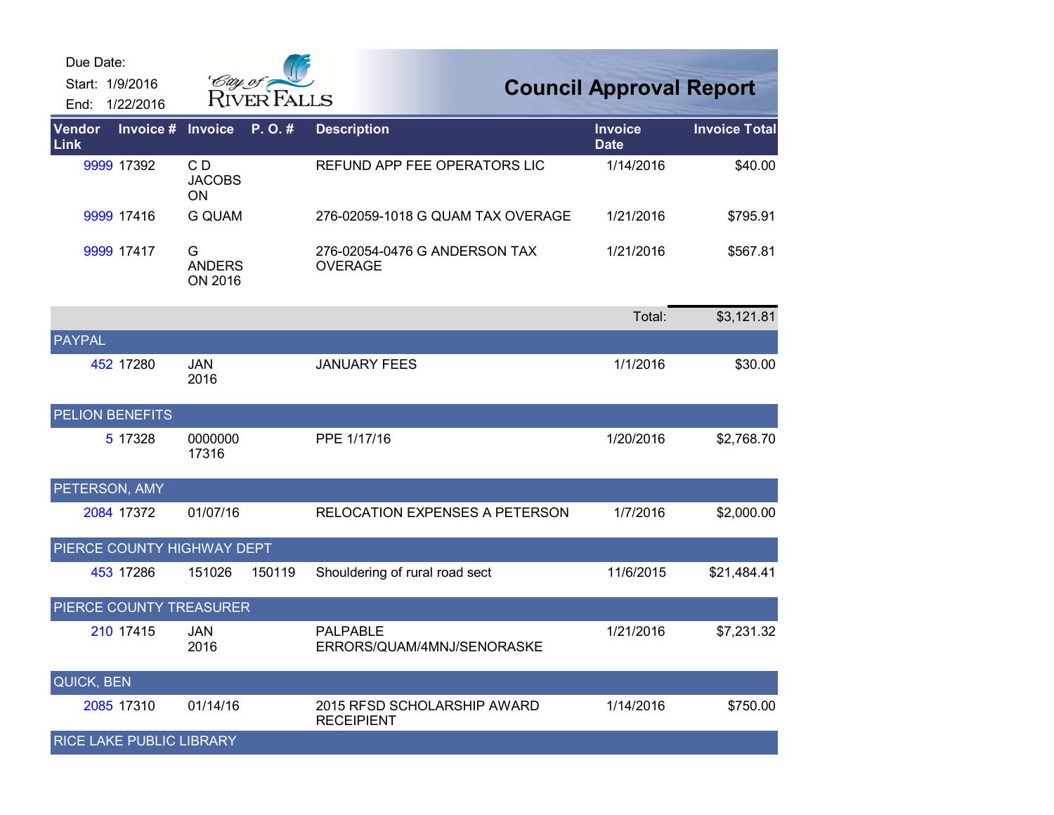Due Date:
Start: 1/9/2016
End: 1/22/2016

# Council Approval Report

| Vendor Link | Invoice # | Invoice | P. O. # | Description | Invoice Date | Invoice Total |
|---|---|---|---|---|---|---|
| 9999 | 17392 | C D JACOBSON | | REFUND APP FEE OPERATORS LIC | 1/14/2016 | $40.00 |
| 9999 | 17416 | G QUAM | | 276-02059-1018 G QUAM TAX OVERAGE | 1/21/2016 | $795.91 |
| 9999 | 17417 | G ANDERSON 2016 | | 276-02054-0476 G ANDERSON TAX OVERAGE | 1/21/2016 | $567.81 |
| | | | | | Total: | $3,121.81 |
| PAYPAL | | | | | | |
| 452 | 17280 | JAN 2016 | | JANUARY FEES | 1/1/2016 | $30.00 |
| PELION BENEFITS | | | | | | |
| 5 | 17328 | 0000000 17316 | | PPE 1/17/16 | 1/20/2016 | $2,768.70 |
| PETERSON, AMY | | | | | | |
| 2084 | 17372 | 01/07/16 | | RELOCATION EXPENSES A PETERSON | 1/7/2016 | $2,000.00 |
| PIERCE COUNTY HIGHWAY DEPT | | | | | | |
| 453 | 17286 | 151026 | 150119 | Shouldering of rural road sect | 11/6/2015 | $21,484.41 |
| PIERCE COUNTY TREASURER | | | | | | |
| 210 | 17415 | JAN 2016 | | PALPABLE ERRORS/QUAM/4MNJ/SENORASKE | 1/21/2016 | $7,231.32 |
| QUICK, BEN | | | | | | |
| 2085 | 17310 | 01/14/16 | | 2015 RFSD SCHOLARSHIP AWARD RECEIPIENT | 1/14/2016 | $750.00 |
| RICE LAKE PUBLIC LIBRARY | | | | | | |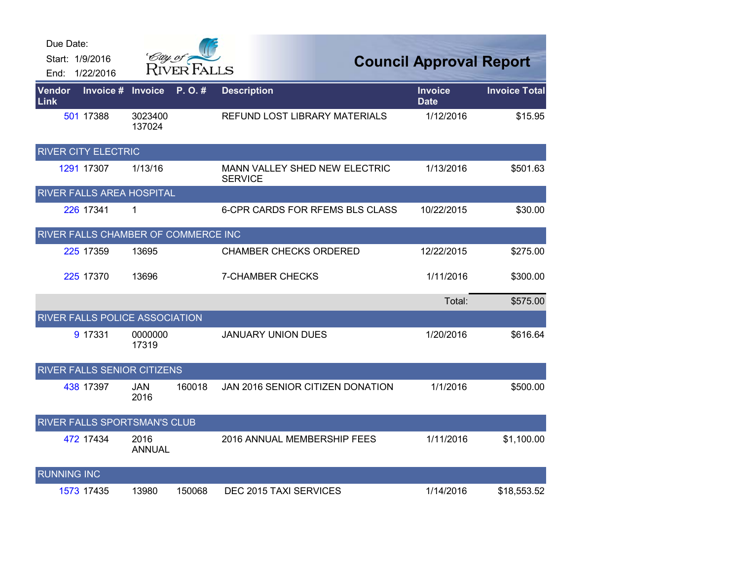Due Date:
Start: 1/9/2016
End: 1/22/2016

City of River Falls

# Council Approval Report

| Vendor Link | Invoice # | Invoice | P. O. # | Description | Invoice Date | Invoice Total |
|---|---|---|---|---|---|---|
| 501 | 17388 | 3023400 137024 | | REFUND LOST LIBRARY MATERIALS | 1/12/2016 | $15.95 |
| **RIVER CITY ELECTRIC** | | | | | | |
| 1291 | 17307 | 1/13/16 | | MANN VALLEY SHED NEW ELECTRIC SERVICE | 1/13/2016 | $501.63 |
| **RIVER FALLS AREA HOSPITAL** | | | | | | |
| 226 | 17341 | 1 | | 6-CPR CARDS FOR RFEMS BLS CLASS | 10/22/2015 | $30.00 |
| **RIVER FALLS CHAMBER OF COMMERCE INC** | | | | | | |
| 225 | 17359 | 13695 | | CHAMBER CHECKS ORDERED | 12/22/2015 | $275.00 |
| 225 | 17370 | 13696 | | 7-CHAMBER CHECKS | 1/11/2016 | $300.00 |
| | | | | | Total: | $575.00 |
| **RIVER FALLS POLICE ASSOCIATION** | | | | | | |
| 9 | 17331 | 0000000 17319 | | JANUARY UNION DUES | 1/20/2016 | $616.64 |
| **RIVER FALLS SENIOR CITIZENS** | | | | | | |
| 438 | 17397 | JAN 2016 | 160018 | JAN 2016 SENIOR CITIZEN DONATION | 1/1/2016 | $500.00 |
| **RIVER FALLS SPORTSMAN'S CLUB** | | | | | | |
| 472 | 17434 | 2016 ANNUAL | | 2016 ANNUAL MEMBERSHIP FEES | 1/11/2016 | $1,100.00 |
| **RUNNING INC** | | | | | | |
| 1573 | 17435 | 13980 | 150068 | DEC 2015 TAXI SERVICES | 1/14/2016 | $18,553.52 |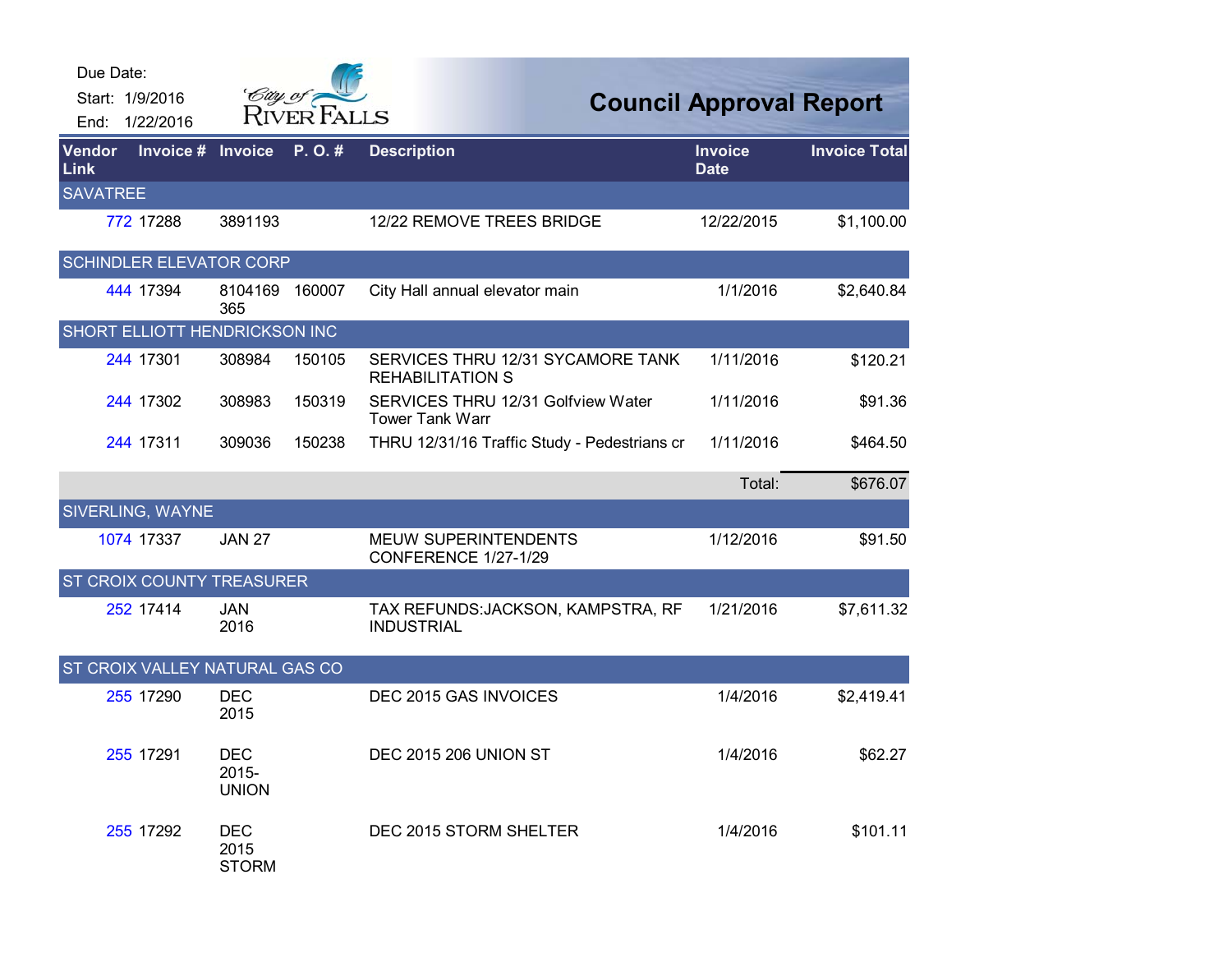Due Date:
Start: 1/9/2016
End: 1/22/2016

City of RIVER FALLS

# Council Approval Report

| Vendor Link | Invoice # | Invoice | P. O. # | Description | Invoice Date | Invoice Total |
|---|---|---|---|---|---|---|
| SAVATREE | | | | | | |
| 772 | 17288 | 3891193 | | 12/22 REMOVE TREES BRIDGE | 12/22/2015 | $1,100.00 |
| SCHINDLER ELEVATOR CORP | | | | | | |
| 444 | 17394 | 8104169 365 | 160007 | City Hall annual elevator main | 1/1/2016 | $2,640.84 |
| SHORT ELLIOTT HENDRICKSON INC | | | | | | |
| 244 | 17301 | 308984 | 150105 | SERVICES THRU 12/31 SYCAMORE TANK REHABILITATION S | 1/11/2016 | $120.21 |
| 244 | 17302 | 308983 | 150319 | SERVICES THRU 12/31 Golfview Water Tower Tank Warr | 1/11/2016 | $91.36 |
| 244 | 17311 | 309036 | 150238 | THRU 12/31/16 Traffic Study - Pedestrians cr | 1/11/2016 | $464.50 |
| | | | | | Total: | $676.07 |
| SIVERLING, WAYNE | | | | | | |
| 1074 | 17337 | JAN 27 | | MEUW SUPERINTENDENTS CONFERENCE 1/27-1/29 | 1/12/2016 | $91.50 |
| ST CROIX COUNTY TREASURER | | | | | | |
| 252 | 17414 | JAN 2016 | | TAX REFUNDS:JACKSON, KAMPSTRA, RF INDUSTRIAL | 1/21/2016 | $7,611.32 |
| ST CROIX VALLEY NATURAL GAS CO | | | | | | |
| 255 | 17290 | DEC 2015 | | DEC 2015 GAS INVOICES | 1/4/2016 | $2,419.41 |
| 255 | 17291 | DEC 2015-UNION | | DEC 2015 206 UNION ST | 1/4/2016 | $62.27 |
| 255 | 17292 | DEC 2015 STORM | | DEC 2015 STORM SHELTER | 1/4/2016 | $101.11 |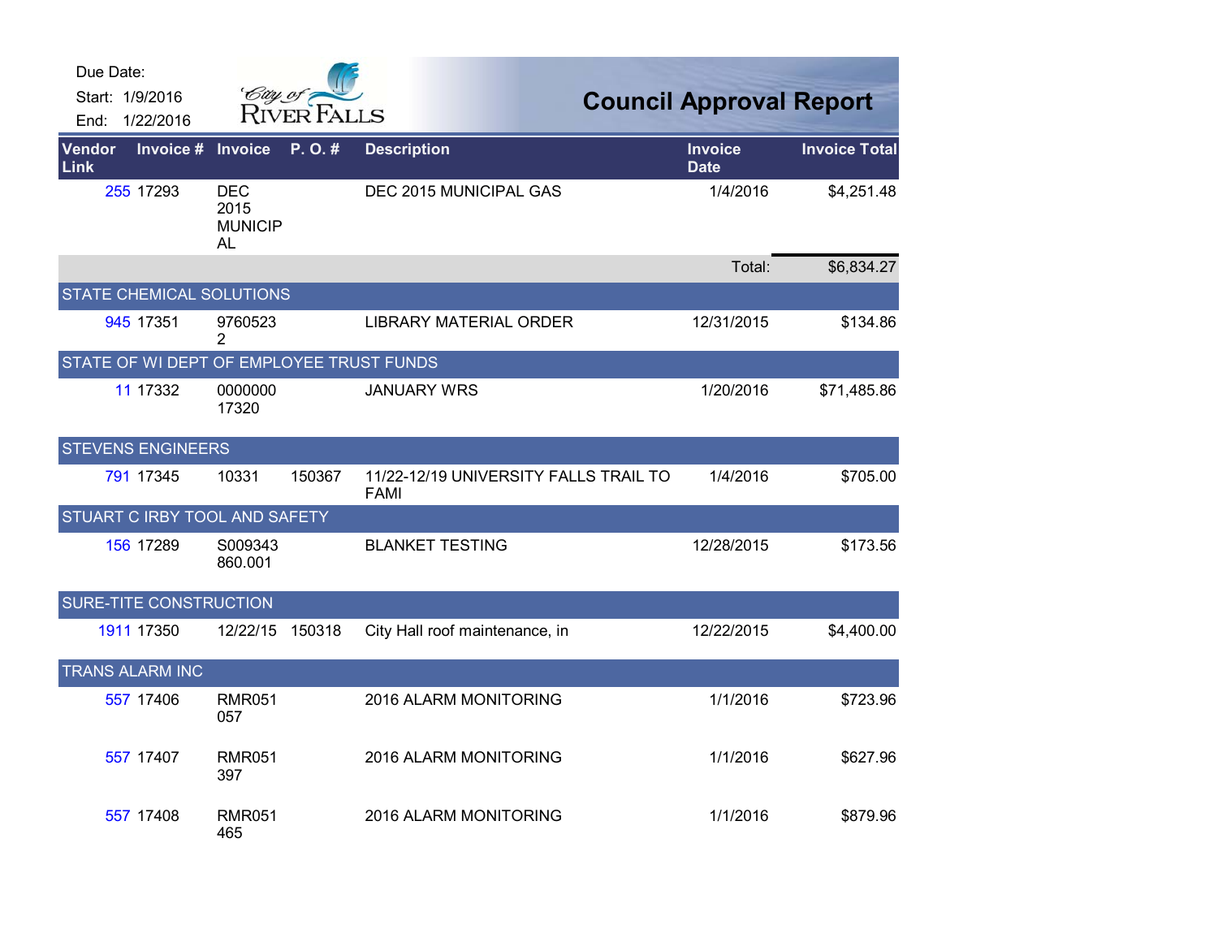Due Date:
Start: 1/9/2016
End: 1/22/2016

# Council Approval Report

| Vendor Link | Invoice # | Invoice | P. O. # | Description | Invoice Date | Invoice Total |
|---|---|---|---|---|---|---|
| 255 | 17293 | DEC 2015 MUNICIPAL | | DEC 2015 MUNICIPAL GAS | 1/4/2016 | $4,251.48 |
| | | | | | Total: | $6,834.27 |
| **STATE CHEMICAL SOLUTIONS** | | | | | | |
| 945 | 17351 | 97605232 | | LIBRARY MATERIAL ORDER | 12/31/2015 | $134.86 |
| **STATE OF WI DEPT OF EMPLOYEE TRUST FUNDS** | | | | | | |
| 11 | 17332 | 000000017320 | | JANUARY WRS | 1/20/2016 | $71,485.86 |
| **STEVENS ENGINEERS** | | | | | | |
| 791 | 17345 | 10331 | 150367 | 11/22-12/19 UNIVERSITY FALLS TRAIL TO FAMI | 1/4/2016 | $705.00 |
| **STUART C IRBY TOOL AND SAFETY** | | | | | | |
| 156 | 17289 | S009343860.001 | | BLANKET TESTING | 12/28/2015 | $173.56 |
| **SURE-TITE CONSTRUCTION** | | | | | | |
| 1911 | 17350 | 12/22/15 | 150318 | City Hall roof maintenance, in | 12/22/2015 | $4,400.00 |
| **TRANS ALARM INC** | | | | | | |
| 557 | 17406 | RMR051057 | | 2016 ALARM MONITORING | 1/1/2016 | $723.96 |
| 557 | 17407 | RMR051397 | | 2016 ALARM MONITORING | 1/1/2016 | $627.96 |
| 557 | 17408 | RMR051465 | | 2016 ALARM MONITORING | 1/1/2016 | $879.96 |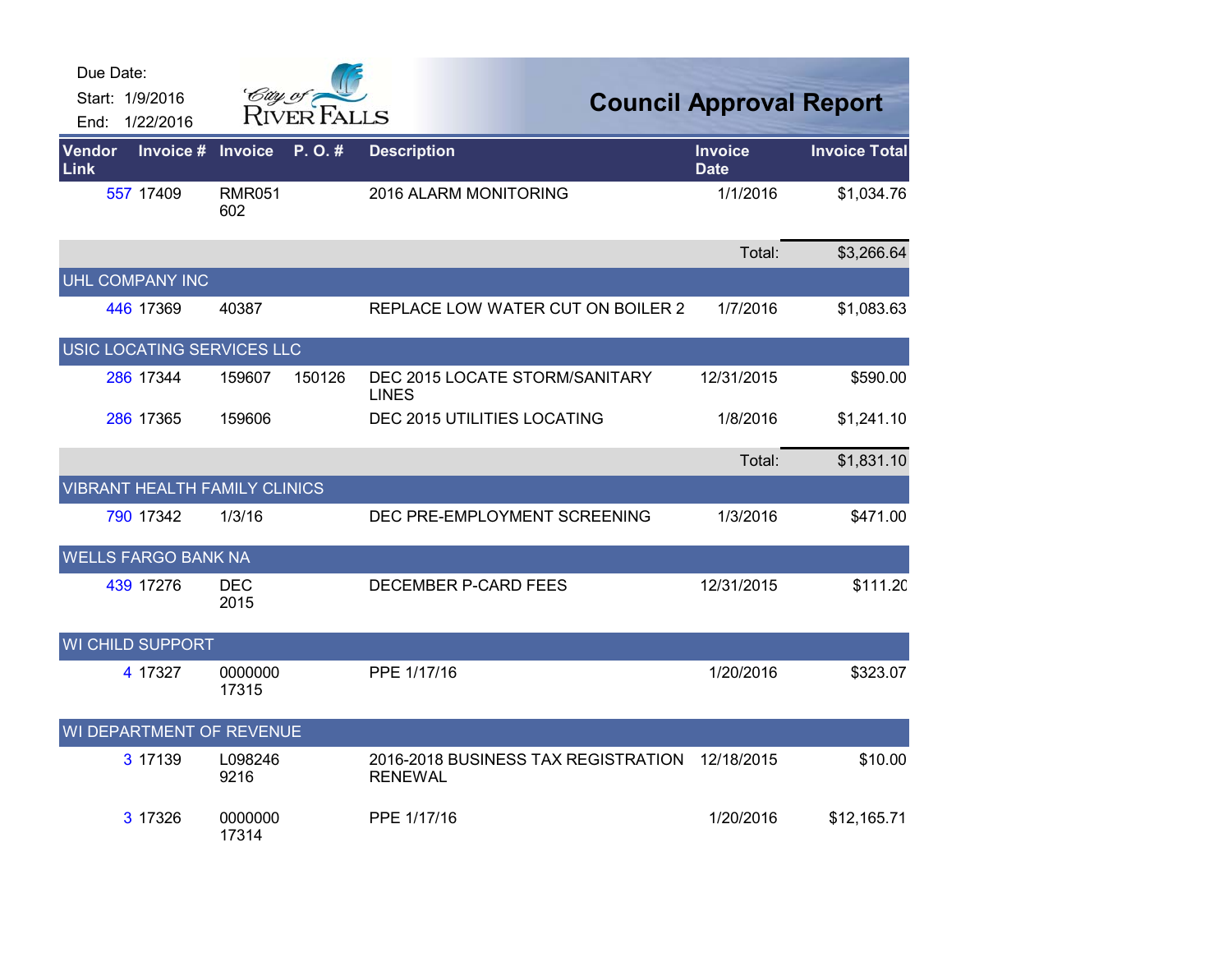Due Date:
Start: 1/9/2016
End: 1/22/2016

City of River Falls

# Council Approval Report

| Vendor Link | Invoice # | Invoice | P. O. # | Description | Invoice Date | Invoice Total |
|---|---|---|---|---|---|---|
| 557 | 17409 | RMR051602 | | 2016 ALARM MONITORING | 1/1/2016 | $1,034.76 |
| | | | | | Total: | $3,266.64 |
| UHL COMPANY INC | | | | | | |
| 446 | 17369 | 40387 | | REPLACE LOW WATER CUT ON BOILER 2 | 1/7/2016 | $1,083.63 |
| USIC LOCATING SERVICES LLC | | | | | | |
| 286 | 17344 | 159607 | 150126 | DEC 2015 LOCATE STORM/SANITARY LINES | 12/31/2015 | $590.00 |
| 286 | 17365 | 159606 | | DEC 2015 UTILITIES LOCATING | 1/8/2016 | $1,241.10 |
| | | | | | Total: | $1,831.10 |
| VIBRANT HEALTH FAMILY CLINICS | | | | | | |
| 790 | 17342 | 1/3/16 | | DEC PRE-EMPLOYMENT SCREENING | 1/3/2016 | $471.00 |
| WELLS FARGO BANK NA | | | | | | |
| 439 | 17276 | DEC 2015 | | DECEMBER P-CARD FEES | 12/31/2015 | $111.20 |
| WI CHILD SUPPORT | | | | | | |
| 4 | 17327 | 000000017315 | | PPE 1/17/16 | 1/20/2016 | $323.07 |
| WI DEPARTMENT OF REVENUE | | | | | | |
| 3 | 17139 | L0982469216 | | 2016-2018 BUSINESS TAX REGISTRATION RENEWAL | 12/18/2015 | $10.00 |
| 3 | 17326 | 000000017314 | | PPE 1/17/16 | 1/20/2016 | $12,165.71 |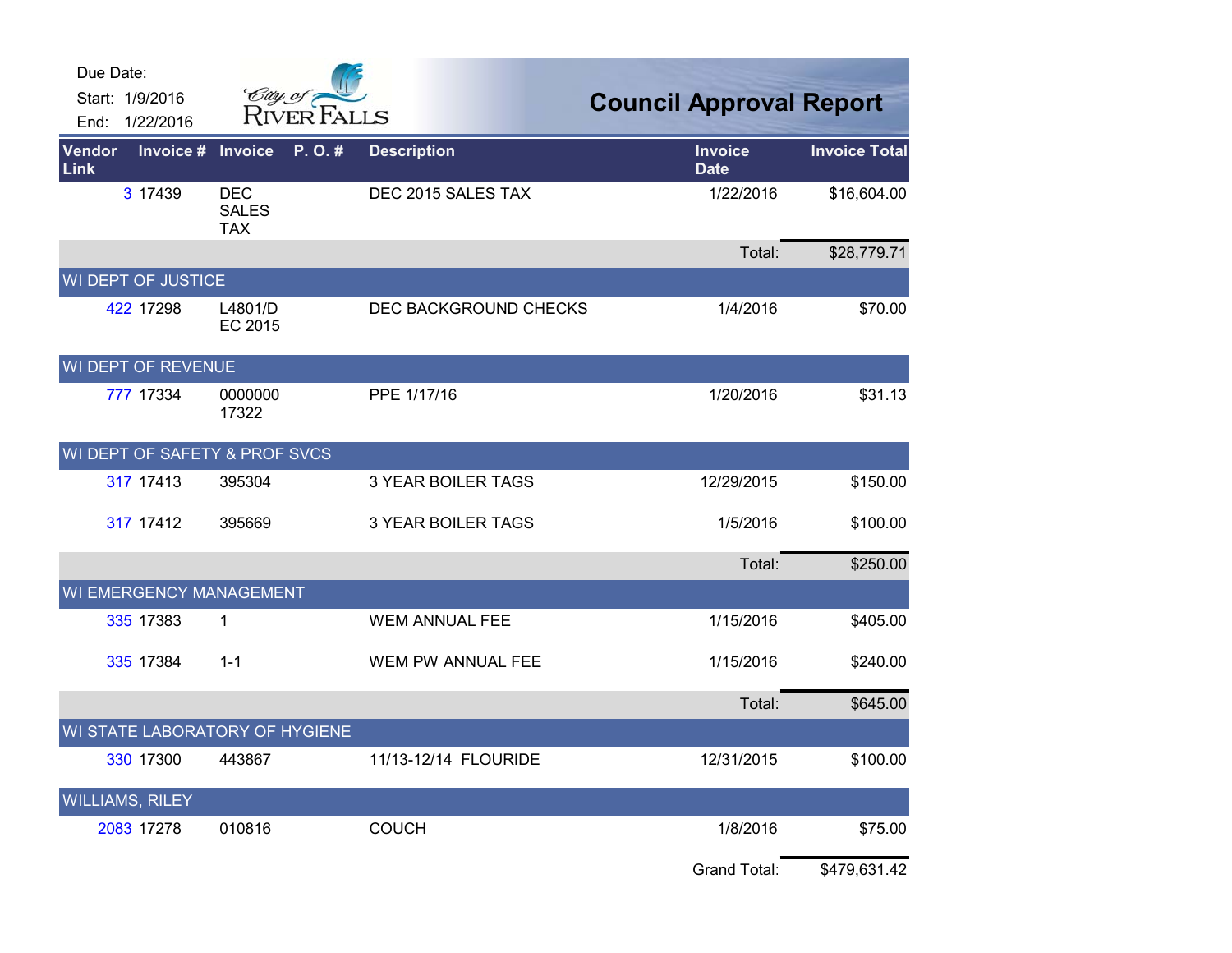Due Date:
Start: 1/9/2016
End: 1/22/2016

# Council Approval Report

| Vendor Link | Invoice # | Invoice | P. O. # | Description | Invoice Date | Invoice Total |
|---|---|---|---|---|---|---|
| 3 | 17439 | DEC SALES TAX | | DEC 2015 SALES TAX | 1/22/2016 | $16,604.00 |
| | | | | | Total: | $28,779.71 |
| WI DEPT OF JUSTICE | | | | | | |
| 422 | 17298 | L4801/DEC 2015 | | DEC BACKGROUND CHECKS | 1/4/2016 | $70.00 |
| WI DEPT OF REVENUE | | | | | | |
| 777 | 17334 | 0000000 17322 | | PPE 1/17/16 | 1/20/2016 | $31.13 |
| WI DEPT OF SAFETY & PROF SVCS | | | | | | |
| 317 | 17413 | 395304 | | 3 YEAR BOILER TAGS | 12/29/2015 | $150.00 |
| 317 | 17412 | 395669 | | 3 YEAR BOILER TAGS | 1/5/2016 | $100.00 |
| | | | | | Total: | $250.00 |
| WI EMERGENCY MANAGEMENT | | | | | | |
| 335 | 17383 | 1 | | WEM ANNUAL FEE | 1/15/2016 | $405.00 |
| 335 | 17384 | 1-1 | | WEM PW ANNUAL FEE | 1/15/2016 | $240.00 |
| | | | | | Total: | $645.00 |
| WI STATE LABORATORY OF HYGIENE | | | | | | |
| 330 | 17300 | 443867 | | 11/13-12/14 FLOURIDE | 12/31/2015 | $100.00 |
| WILLIAMS, RILEY | | | | | | |
| 2083 | 17278 | 010816 | | COUCH | 1/8/2016 | $75.00 |
| | | | | | Grand Total: | $479,631.42 |